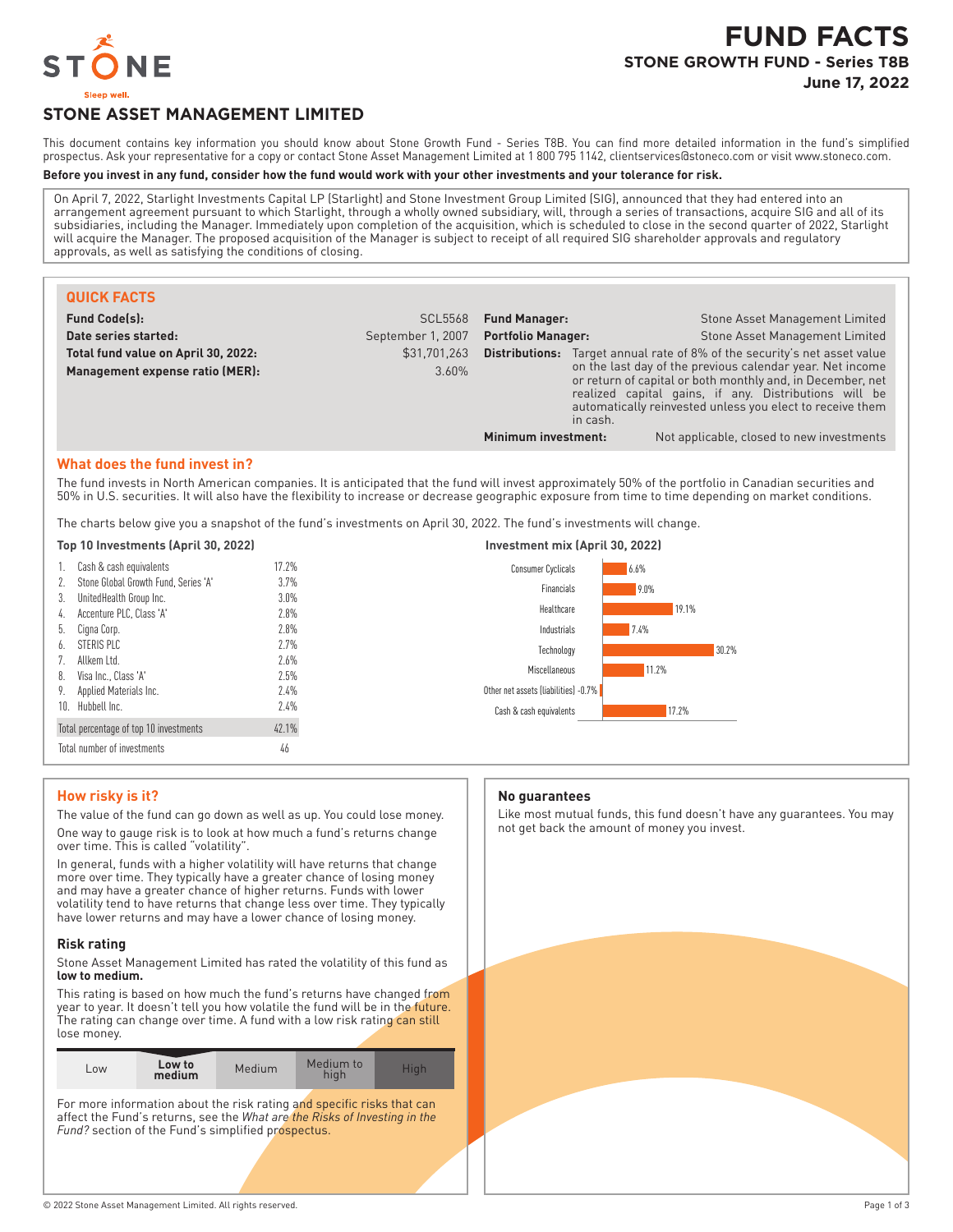# FUND FACTS

## STONE GROWTH FUND - Series T8B

**June 17, 2022**

## STONE ASSET MANAGEMENT LIMITED

This document contains key information you should know about Stone Growth Fund - Series T8B. You can find more detailed information in the fund's simplified prospectus. Ask your representative for a copy or contact Stone Asset Management Limited at 1 800 795 1142, clientservices@stoneco.com or visit www.stoneco.com.

**Before you invest in any fund, consider how the fund would work with your other investments and your tolerance for risk.**

On April 7, 2022, Starlight Investments Capital LP (Starlight) and Stone Investment Group Limited (SIG), announced that they had entered into an arrangement agreement pursuant to which Starlight, through a wholly owned subsidiary, will, through a series of transactions, acquire SIG and all of its subsidiaries, including the Manager. Immediately upon completion of the acquisition, which is scheduled to close in the second quarter of 2022, Starlight will acquire the Manager. The proposed acquisition of the Manager is subject to receipt of all required SIG shareholder approvals and regulatory approvals, as well as satisfying the conditions of closing.

### QUICK FACTS

| | | | |
|---|---|---|---|
| **Fund Code(s):** | SCL5568 | **Fund Manager:** | Stone Asset Management Limited |
| **Date series started:** | September 1, 2007 | **Portfolio Manager:** | Stone Asset Management Limited |
| **Total fund value on April 30, 2022:** | $31,701,263 | **Distributions:** | Target annual rate of 8% of the security's net asset value on the last day of the previous calendar year. Net income or return of capital or both monthly and, in December, net realized capital gains, if any. Distributions will be automatically reinvested unless you elect to receive them in cash. |
| **Management expense ratio (MER):** | 3.60% | | |
| | | **Minimum investment:** | Not applicable, closed to new investments |

### What does the fund invest in?

The fund invests in North American companies. It is anticipated that the fund will invest approximately 50% of the portfolio in Canadian securities and 50% in U.S. securities. It will also have the flexibility to increase or decrease geographic exposure from time to time depending on market conditions.

The charts below give you a snapshot of the fund's investments on April 30, 2022. The fund's investments will change.

**Top 10 Investments (April 30, 2022)**

| | | |
|---|---|---|
| 1. | Cash & cash equivalents | 17.2% |
| 2. | Stone Global Growth Fund, Series 'A' | 3.7% |
| 3. | UnitedHealth Group Inc. | 3.0% |
| 4. | Accenture PLC, Class 'A' | 2.8% |
| 5. | Cigna Corp. | 2.8% |
| 6. | STERIS PLC | 2.7% |
| 7. | Allkem Ltd. | 2.6% |
| 8. | Visa Inc., Class 'A' | 2.5% |
| 9. | Applied Materials Inc. | 2.4% |
| 10. | Hubbell Inc. | 2.4% |
| | Total percentage of top 10 investments | 42.1% |
| | Total number of investments | 46 |

**Investment mix (April 30, 2022)**

| Sector | % |
|---|---|
| Consumer Cyclicals | 6.6% |
| Financials | 9.0% |
| Healthcare | 19.1% |
| Industrials | 7.4% |
| Technology | 30.2% |
| Miscellaneous | 11.2% |
| Other net assets (liabilities) | -0.7% |
| Cash & cash equivalents | 17.2% |

### How risky is it?

The value of the fund can go down as well as up. You could lose money.

One way to gauge risk is to look at how much a fund's returns change over time. This is called "volatility".

In general, funds with a higher volatility will have returns that change more over time. They typically have a greater chance of losing money and may have a greater chance of higher returns. Funds with lower volatility tend to have returns that change less over time. They typically have lower returns and may have a lower chance of losing money.

#### Risk rating

Stone Asset Management Limited has rated the volatility of this fund as **low to medium.**

This rating is based on how much the fund's returns have changed from year to year. It doesn't tell you how volatile the fund will be in the future. The rating can change over time. A fund with a low risk rating can still lose money.

| Low | **Low to medium** | Medium | Medium to high | High |
|---|---|---|---|---|

For more information about the risk rating and specific risks that can affect the Fund's returns, see the *What are the Risks of Investing in the Fund?* section of the Fund's simplified prospectus.

### No guarantees

Like most mutual funds, this fund doesn't have any guarantees. You may not get back the amount of money you invest.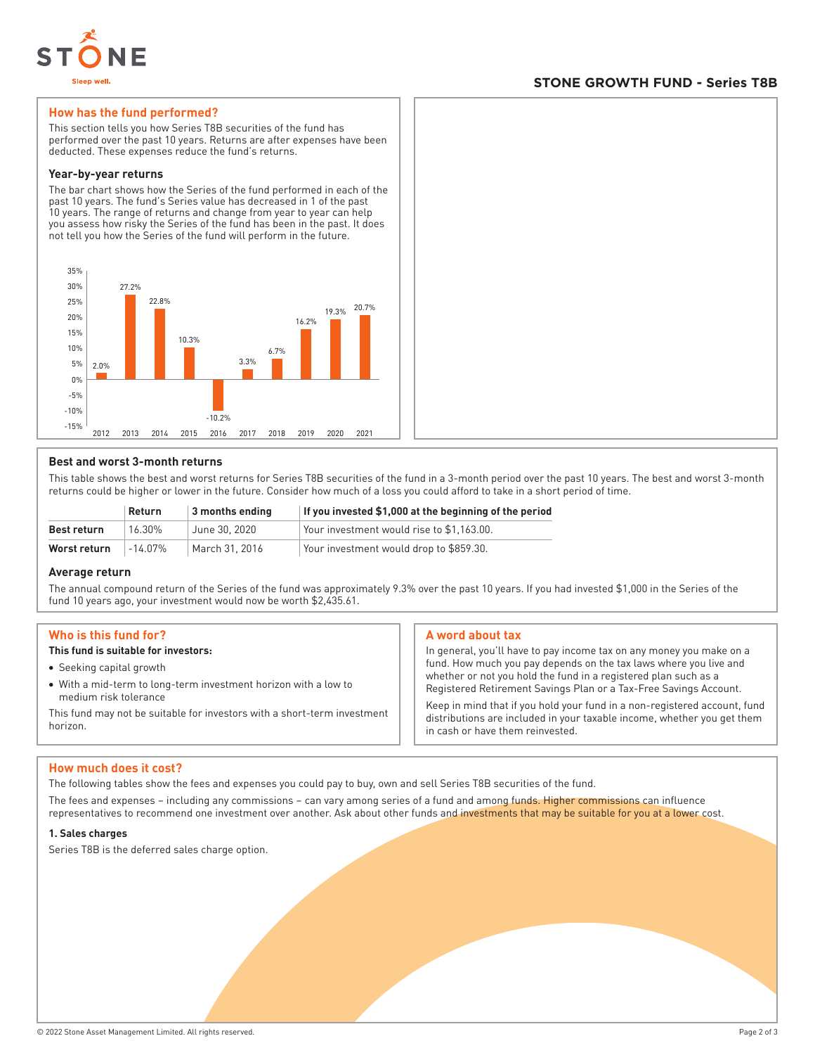**STONE GROWTH FUND - Series T8B**

## How has the fund performed?

This section tells you how Series T8B securities of the fund has performed over the past 10 years. Returns are after expenses have been deducted. These expenses reduce the fund's returns.

### Year-by-year returns

The bar chart shows how the Series of the fund performed in each of the past 10 years. The fund's Series value has decreased in 1 of the past 10 years. The range of returns and change from year to year can help you assess how risky the Series of the fund has been in the past. It does not tell you how the Series of the fund will perform in the future.

| Year | Return |
|---|---|
| 2012 | 2.0% |
| 2013 | 27.2% |
| 2014 | 22.8% |
| 2015 | 10.3% |
| 2016 | -10.2% |
| 2017 | 3.3% |
| 2018 | 6.7% |
| 2019 | 16.2% |
| 2020 | 19.3% |
| 2021 | 20.7% |

### Best and worst 3-month returns

This table shows the best and worst returns for Series T8B securities of the fund in a 3-month period over the past 10 years. The best and worst 3-month returns could be higher or lower in the future. Consider how much of a loss you could afford to take in a short period of time.

| | Return | 3 months ending | If you invested $1,000 at the beginning of the period |
|---|---|---|---|
| **Best return** | 16.30% | June 30, 2020 | Your investment would rise to $1,163.00. |
| **Worst return** | -14.07% | March 31, 2016 | Your investment would drop to $859.30. |

### Average return

The annual compound return of the Series of the fund was approximately 9.3% over the past 10 years. If you had invested $1,000 in the Series of the fund 10 years ago, your investment would now be worth $2,435.61.

## Who is this fund for?

**This fund is suitable for investors:**

- Seeking capital growth
- With a mid-term to long-term investment horizon with a low to medium risk tolerance

This fund may not be suitable for investors with a short-term investment horizon.

## A word about tax

In general, you'll have to pay income tax on any money you make on a fund. How much you pay depends on the tax laws where you live and whether or not you hold the fund in a registered plan such as a Registered Retirement Savings Plan or a Tax-Free Savings Account.

Keep in mind that if you hold your fund in a non-registered account, fund distributions are included in your taxable income, whether you get them in cash or have them reinvested.

## How much does it cost?

The following tables show the fees and expenses you could pay to buy, own and sell Series T8B securities of the fund.

The fees and expenses – including any commissions – can vary among series of a fund and among funds. Higher commissions can influence representatives to recommend one investment over another. Ask about other funds and investments that may be suitable for you at a lower cost.

### 1. Sales charges

Series T8B is the deferred sales charge option.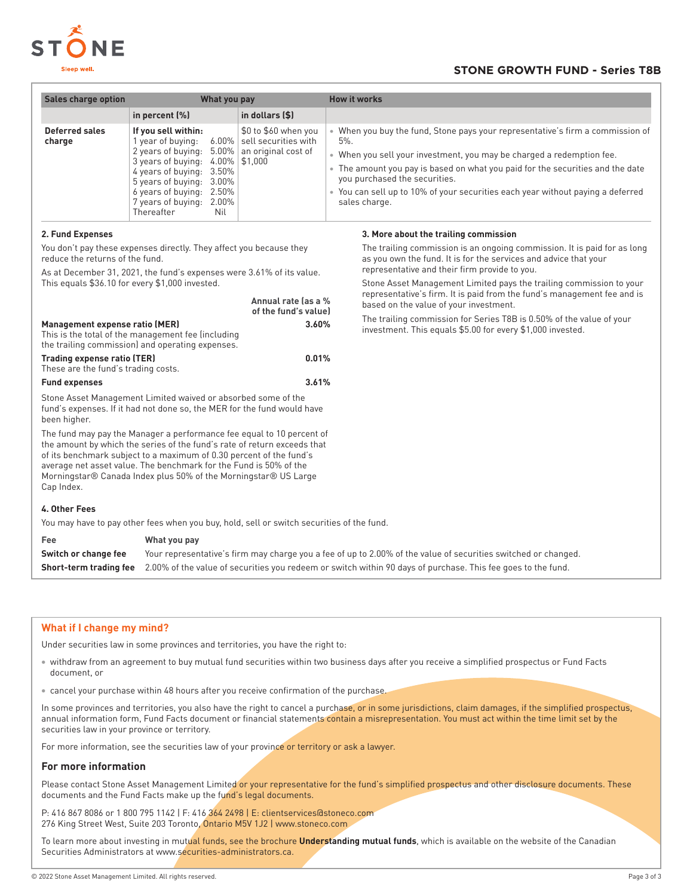## STONE GROWTH FUND - Series T8B

| Sales charge option | What you pay | | How it works |
|---|---|---|---|
| | in percent (%) | in dollars ($) | |
| Deferred sales charge | If you sell within:<br>1 year of buying: 6.00%<br>2 years of buying: 5.00%<br>3 years of buying: 4.00%<br>4 years of buying: 3.50%<br>5 years of buying: 3.00%<br>6 years of buying: 2.50%<br>7 years of buying: 2.00%<br>Thereafter Nil | $0 to $60 when you sell securities with an original cost of $1,000 | • When you buy the fund, Stone pays your representative's firm a commission of 5%.<br>• When you sell your investment, you may be charged a redemption fee.<br>• The amount you pay is based on what you paid for the securities and the date you purchased the securities.<br>• You can sell up to 10% of your securities each year without paying a deferred sales charge. |

### 2. Fund Expenses

You don't pay these expenses directly. They affect you because they reduce the returns of the fund.

As at December 31, 2021, the fund's expenses were 3.61% of its value. This equals $36.10 for every $1,000 invested.

| | Annual rate (as a % of the fund's value) |
|---|---|
| **Management expense ratio (MER)**<br>This is the total of the management fee (including the trailing commission) and operating expenses. | **3.60%** |
| **Trading expense ratio (TER)**<br>These are the fund's trading costs. | **0.01%** |
| **Fund expenses** | **3.61%** |

Stone Asset Management Limited waived or absorbed some of the fund's expenses. If it had not done so, the MER for the fund would have been higher.

The fund may pay the Manager a performance fee equal to 10 percent of the amount by which the series of the fund's rate of return exceeds that of its benchmark subject to a maximum of 0.30 percent of the fund's average net asset value. The benchmark for the Fund is 50% of the Morningstar® Canada Index plus 50% of the Morningstar® US Large Cap Index.

### 3. More about the trailing commission

The trailing commission is an ongoing commission. It is paid for as long as you own the fund. It is for the services and advice that your representative and their firm provide to you.

Stone Asset Management Limited pays the trailing commission to your representative's firm. It is paid from the fund's management fee and is based on the value of your investment.

The trailing commission for Series T8B is 0.50% of the value of your investment. This equals $5.00 for every $1,000 invested.

### 4. Other Fees

You may have to pay other fees when you buy, hold, sell or switch securities of the fund.

| Fee | What you pay |
|---|---|
| **Switch or change fee** | Your representative's firm may charge you a fee of up to 2.00% of the value of securities switched or changed. |
| **Short-term trading fee** | 2.00% of the value of securities you redeem or switch within 90 days of purchase. This fee goes to the fund. |

## What if I change my mind?

Under securities law in some provinces and territories, you have the right to:

- withdraw from an agreement to buy mutual fund securities within two business days after you receive a simplified prospectus or Fund Facts document, or
- cancel your purchase within 48 hours after you receive confirmation of the purchase.

In some provinces and territories, you also have the right to cancel a purchase, or in some jurisdictions, claim damages, if the simplified prospectus, annual information form, Fund Facts document or financial statements contain a misrepresentation. You must act within the time limit set by the securities law in your province or territory.

For more information, see the securities law of your province or territory or ask a lawyer.

## For more information

Please contact Stone Asset Management Limited or your representative for the fund's simplified prospectus and other disclosure documents. These documents and the Fund Facts make up the fund's legal documents.

P: 416 867 8086 or 1 800 795 1142 | F: 416 364 2498 | E: clientservices@stoneco.com
276 King Street West, Suite 203 Toronto, Ontario M5V 1J2 | www.stoneco.com

To learn more about investing in mutual funds, see the brochure **Understanding mutual funds**, which is available on the website of the Canadian Securities Administrators at www.securities-administrators.ca.

© 2022 Stone Asset Management Limited. All rights reserved.